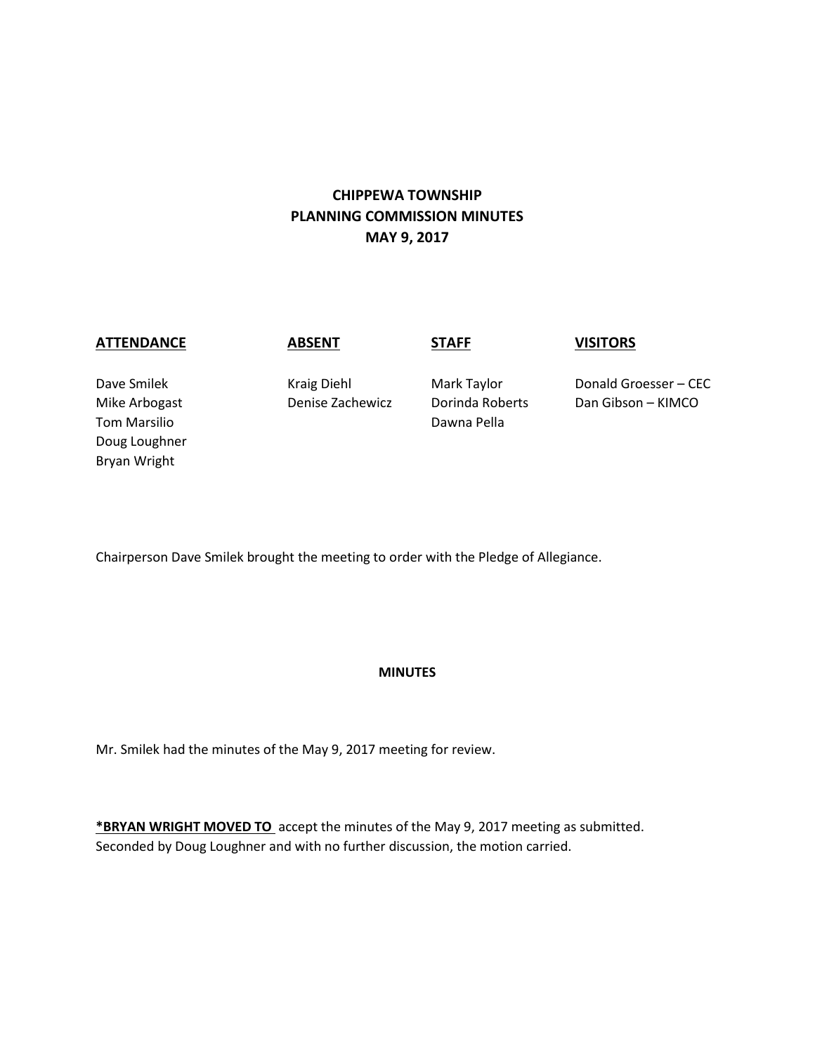**CHIPPEWA TOWNSHIP**
**PLANNING COMMISSION MINUTES**
**MAY 9, 2017**

| **ATTENDANCE** | **ABSENT** | **STAFF** | **VISITORS** |
|---|---|---|---|
| Dave Smilek | Kraig Diehl | Mark Taylor | Donald Groesser – CEC |
| Mike Arbogast | Denise Zachewicz | Dorinda Roberts | Dan Gibson – KIMCO |
| Tom Marsilio | | Dawna Pella | |
| Doug Loughner | | | |
| Bryan Wright | | | |

Chairperson Dave Smilek brought the meeting to order with the Pledge of Allegiance.

**MINUTES**

Mr. Smilek had the minutes of the May 9, 2017 meeting for review.

**<u>*BRYAN WRIGHT MOVED TO</u>** accept the minutes of the May 9, 2017 meeting as submitted. Seconded by Doug Loughner and with no further discussion, the motion carried.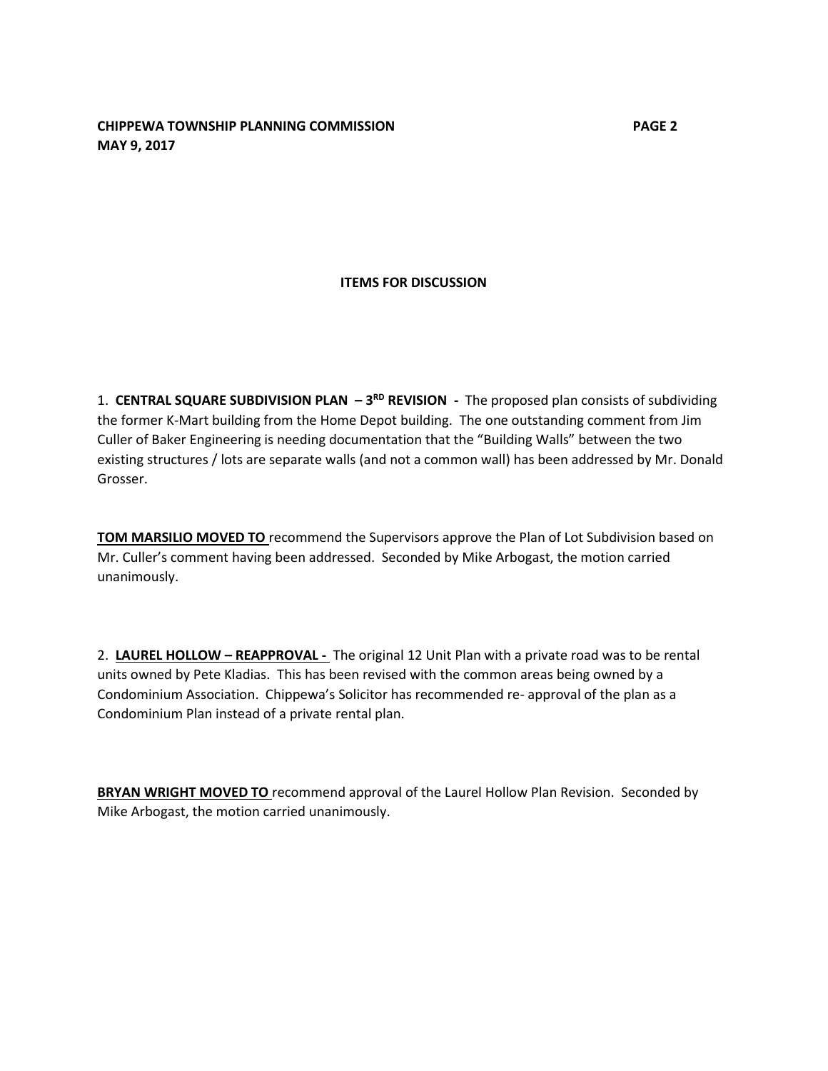## ITEMS FOR DISCUSSION

1. **CENTRAL SQUARE SUBDIVISION PLAN – 3RD REVISION -** The proposed plan consists of subdividing the former K-Mart building from the Home Depot building. The one outstanding comment from Jim Culler of Baker Engineering is needing documentation that the "Building Walls" between the two existing structures / lots are separate walls (and not a common wall) has been addressed by Mr. Donald Grosser.

**TOM MARSILIO MOVED TO** recommend the Supervisors approve the Plan of Lot Subdivision based on Mr. Culler's comment having been addressed. Seconded by Mike Arbogast, the motion carried unanimously.

2. **LAUREL HOLLOW – REAPPROVAL -** The original 12 Unit Plan with a private road was to be rental units owned by Pete Kladias. This has been revised with the common areas being owned by a Condominium Association. Chippewa's Solicitor has recommended re- approval of the plan as a Condominium Plan instead of a private rental plan.

**BRYAN WRIGHT MOVED TO** recommend approval of the Laurel Hollow Plan Revision. Seconded by Mike Arbogast, the motion carried unanimously.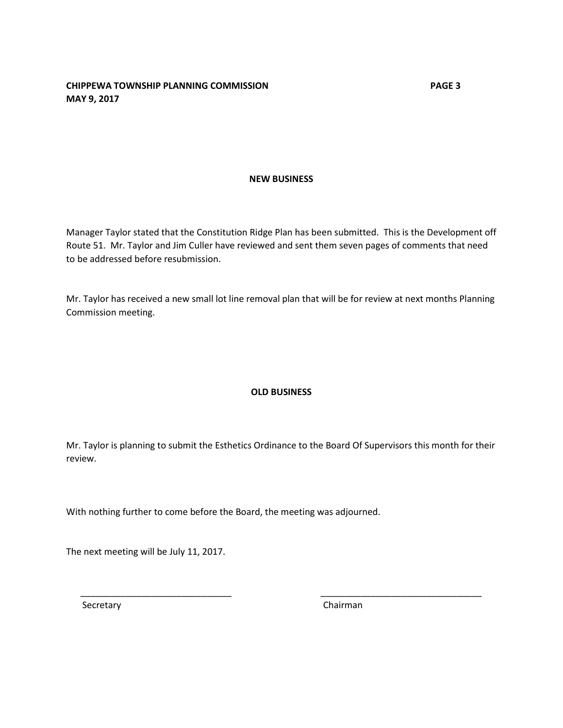## NEW BUSINESS

Manager Taylor stated that the Constitution Ridge Plan has been submitted. This is the Development off Route 51. Mr. Taylor and Jim Culler have reviewed and sent them seven pages of comments that need to be addressed before resubmission.

Mr. Taylor has received a new small lot line removal plan that will be for review at next months Planning Commission meeting.

## OLD BUSINESS

Mr. Taylor is planning to submit the Esthetics Ordinance to the Board Of Supervisors this month for their review.

With nothing further to come before the Board, the meeting was adjourned.

The next meeting will be July 11, 2017.

_______________________________ _________________________________

Secretary Chairman